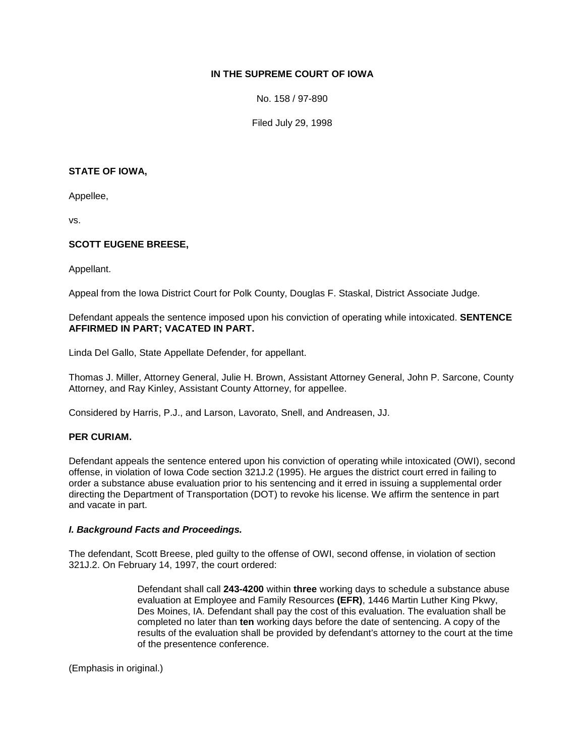**IN THE SUPREME COURT OF IOWA**

No. 158 / 97-890

Filed July 29, 1998

**STATE OF IOWA,**

Appellee,

vs.

**SCOTT EUGENE BREESE,**

Appellant.

Appeal from the Iowa District Court for Polk County, Douglas F. Staskal, District Associate Judge.

Defendant appeals the sentence imposed upon his conviction of operating while intoxicated. **SENTENCE AFFIRMED IN PART; VACATED IN PART.**

Linda Del Gallo, State Appellate Defender, for appellant.

Thomas J. Miller, Attorney General, Julie H. Brown, Assistant Attorney General, John P. Sarcone, County Attorney, and Ray Kinley, Assistant County Attorney, for appellee.

Considered by Harris, P.J., and Larson, Lavorato, Snell, and Andreasen, JJ.

**PER CURIAM.**

Defendant appeals the sentence entered upon his conviction of operating while intoxicated (OWI), second offense, in violation of Iowa Code section 321J.2 (1995). He argues the district court erred in failing to order a substance abuse evaluation prior to his sentencing and it erred in issuing a supplemental order directing the Department of Transportation (DOT) to revoke his license. We affirm the sentence in part and vacate in part.

***I. Background Facts and Proceedings.***

The defendant, Scott Breese, pled guilty to the offense of OWI, second offense, in violation of section 321J.2. On February 14, 1997, the court ordered:

> Defendant shall call **243-4200** within **three** working days to schedule a substance abuse evaluation at Employee and Family Resources **(EFR)**, 1446 Martin Luther King Pkwy, Des Moines, IA. Defendant shall pay the cost of this evaluation. The evaluation shall be completed no later than **ten** working days before the date of sentencing. A copy of the results of the evaluation shall be provided by defendant's attorney to the court at the time of the presentence conference.

(Emphasis in original.)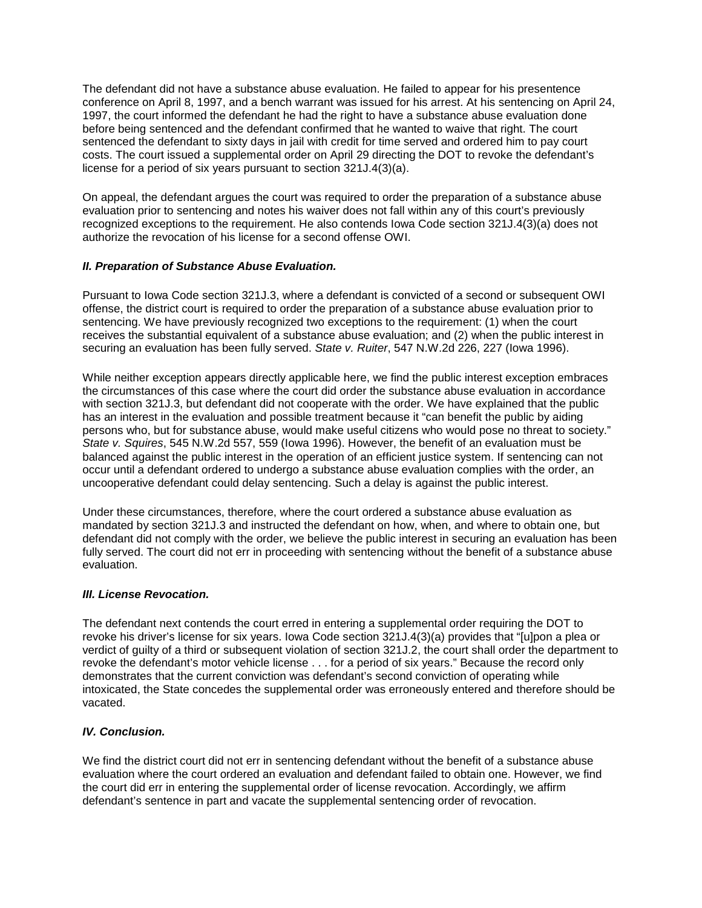The defendant did not have a substance abuse evaluation. He failed to appear for his presentence conference on April 8, 1997, and a bench warrant was issued for his arrest. At his sentencing on April 24, 1997, the court informed the defendant he had the right to have a substance abuse evaluation done before being sentenced and the defendant confirmed that he wanted to waive that right. The court sentenced the defendant to sixty days in jail with credit for time served and ordered him to pay court costs. The court issued a supplemental order on April 29 directing the DOT to revoke the defendant's license for a period of six years pursuant to section 321J.4(3)(a).

On appeal, the defendant argues the court was required to order the preparation of a substance abuse evaluation prior to sentencing and notes his waiver does not fall within any of this court's previously recognized exceptions to the requirement. He also contends Iowa Code section 321J.4(3)(a) does not authorize the revocation of his license for a second offense OWI.

### ***II. Preparation of Substance Abuse Evaluation.***

Pursuant to Iowa Code section 321J.3, where a defendant is convicted of a second or subsequent OWI offense, the district court is required to order the preparation of a substance abuse evaluation prior to sentencing. We have previously recognized two exceptions to the requirement: (1) when the court receives the substantial equivalent of a substance abuse evaluation; and (2) when the public interest in securing an evaluation has been fully served. *State v. Ruiter*, 547 N.W.2d 226, 227 (Iowa 1996).

While neither exception appears directly applicable here, we find the public interest exception embraces the circumstances of this case where the court did order the substance abuse evaluation in accordance with section 321J.3, but defendant did not cooperate with the order. We have explained that the public has an interest in the evaluation and possible treatment because it "can benefit the public by aiding persons who, but for substance abuse, would make useful citizens who would pose no threat to society." *State v. Squires*, 545 N.W.2d 557, 559 (Iowa 1996). However, the benefit of an evaluation must be balanced against the public interest in the operation of an efficient justice system. If sentencing can not occur until a defendant ordered to undergo a substance abuse evaluation complies with the order, an uncooperative defendant could delay sentencing. Such a delay is against the public interest.

Under these circumstances, therefore, where the court ordered a substance abuse evaluation as mandated by section 321J.3 and instructed the defendant on how, when, and where to obtain one, but defendant did not comply with the order, we believe the public interest in securing an evaluation has been fully served. The court did not err in proceeding with sentencing without the benefit of a substance abuse evaluation.

### ***III. License Revocation.***

The defendant next contends the court erred in entering a supplemental order requiring the DOT to revoke his driver's license for six years. Iowa Code section 321J.4(3)(a) provides that "[u]pon a plea or verdict of guilty of a third or subsequent violation of section 321J.2, the court shall order the department to revoke the defendant's motor vehicle license . . . for a period of six years." Because the record only demonstrates that the current conviction was defendant's second conviction of operating while intoxicated, the State concedes the supplemental order was erroneously entered and therefore should be vacated.

### ***IV. Conclusion.***

We find the district court did not err in sentencing defendant without the benefit of a substance abuse evaluation where the court ordered an evaluation and defendant failed to obtain one. However, we find the court did err in entering the supplemental order of license revocation. Accordingly, we affirm defendant's sentence in part and vacate the supplemental sentencing order of revocation.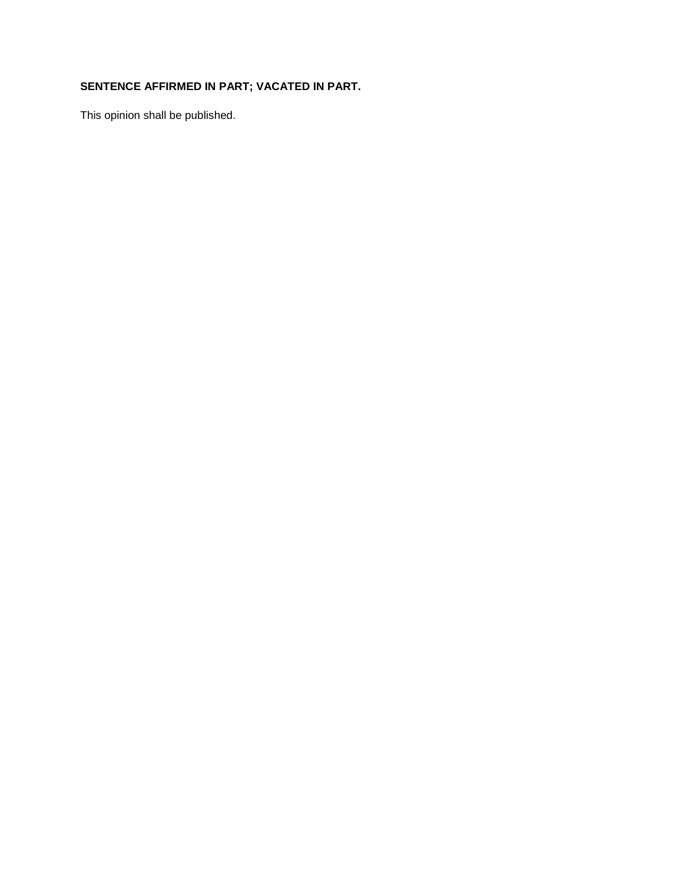**SENTENCE AFFIRMED IN PART; VACATED IN PART.**

This opinion shall be published.